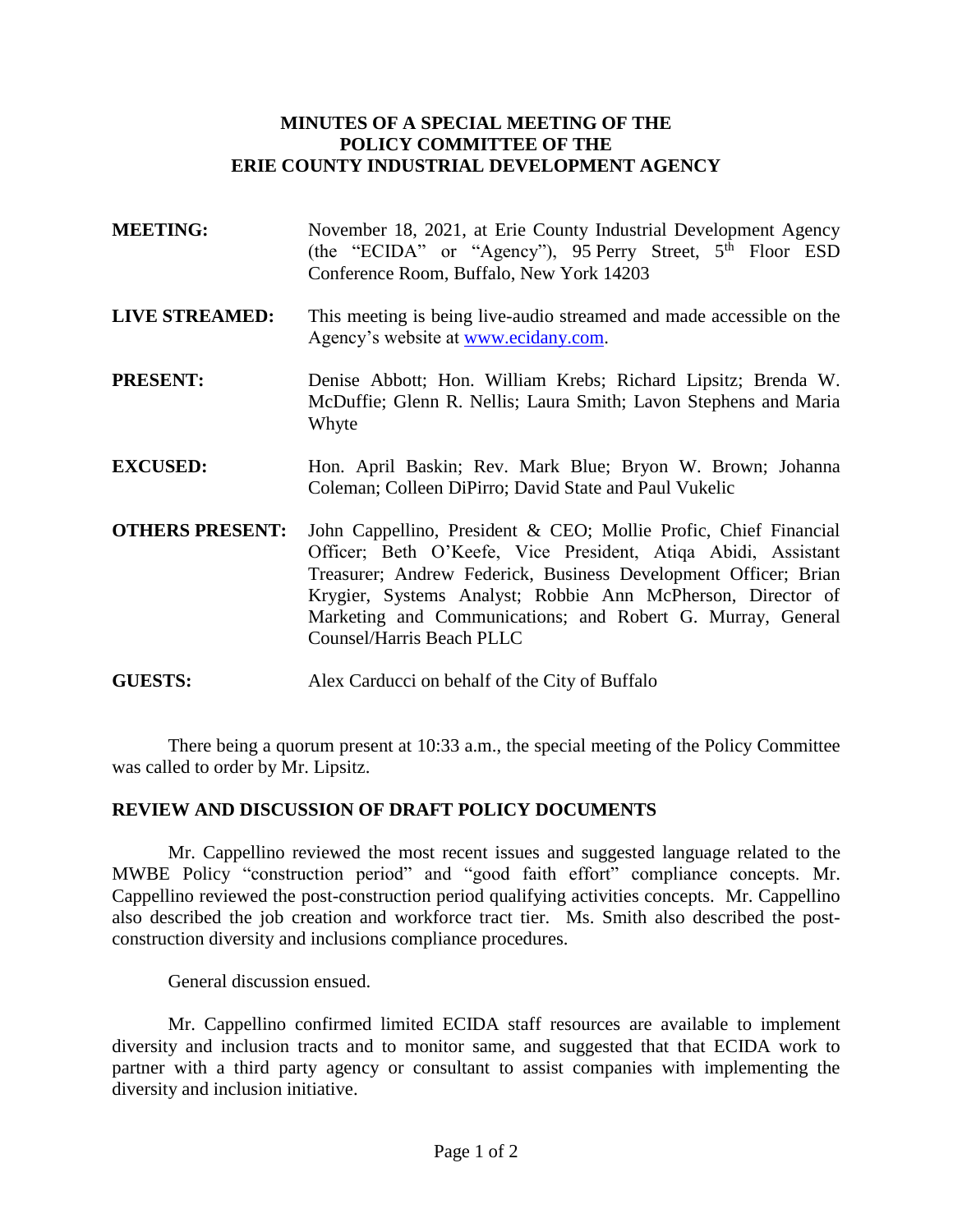# MINUTES OF A SPECIAL MEETING OF THE POLICY COMMITTEE OF THE ERIE COUNTY INDUSTRIAL DEVELOPMENT AGENCY

**MEETING:** November 18, 2021, at Erie County Industrial Development Agency (the "ECIDA" or "Agency"), 95 Perry Street, 5th Floor ESD Conference Room, Buffalo, New York 14203

**LIVE STREAMED:** This meeting is being live-audio streamed and made accessible on the Agency's website at www.ecidany.com.

**PRESENT:** Denise Abbott; Hon. William Krebs; Richard Lipsitz; Brenda W. McDuffie; Glenn R. Nellis; Laura Smith; Lavon Stephens and Maria Whyte

**EXCUSED:** Hon. April Baskin; Rev. Mark Blue; Bryon W. Brown; Johanna Coleman; Colleen DiPirro; David State and Paul Vukelic

**OTHERS PRESENT:** John Cappellino, President & CEO; Mollie Profic, Chief Financial Officer; Beth O'Keefe, Vice President, Atiqa Abidi, Assistant Treasurer; Andrew Federick, Business Development Officer; Brian Krygier, Systems Analyst; Robbie Ann McPherson, Director of Marketing and Communications; and Robert G. Murray, General Counsel/Harris Beach PLLC

**GUESTS:** Alex Carducci on behalf of the City of Buffalo

There being a quorum present at 10:33 a.m., the special meeting of the Policy Committee was called to order by Mr. Lipsitz.

## REVIEW AND DISCUSSION OF DRAFT POLICY DOCUMENTS

Mr. Cappellino reviewed the most recent issues and suggested language related to the MWBE Policy "construction period" and "good faith effort" compliance concepts. Mr. Cappellino reviewed the post-construction period qualifying activities concepts. Mr. Cappellino also described the job creation and workforce tract tier. Ms. Smith also described the post-construction diversity and inclusions compliance procedures.

General discussion ensued.

Mr. Cappellino confirmed limited ECIDA staff resources are available to implement diversity and inclusion tracts and to monitor same, and suggested that that ECIDA work to partner with a third party agency or consultant to assist companies with implementing the diversity and inclusion initiative.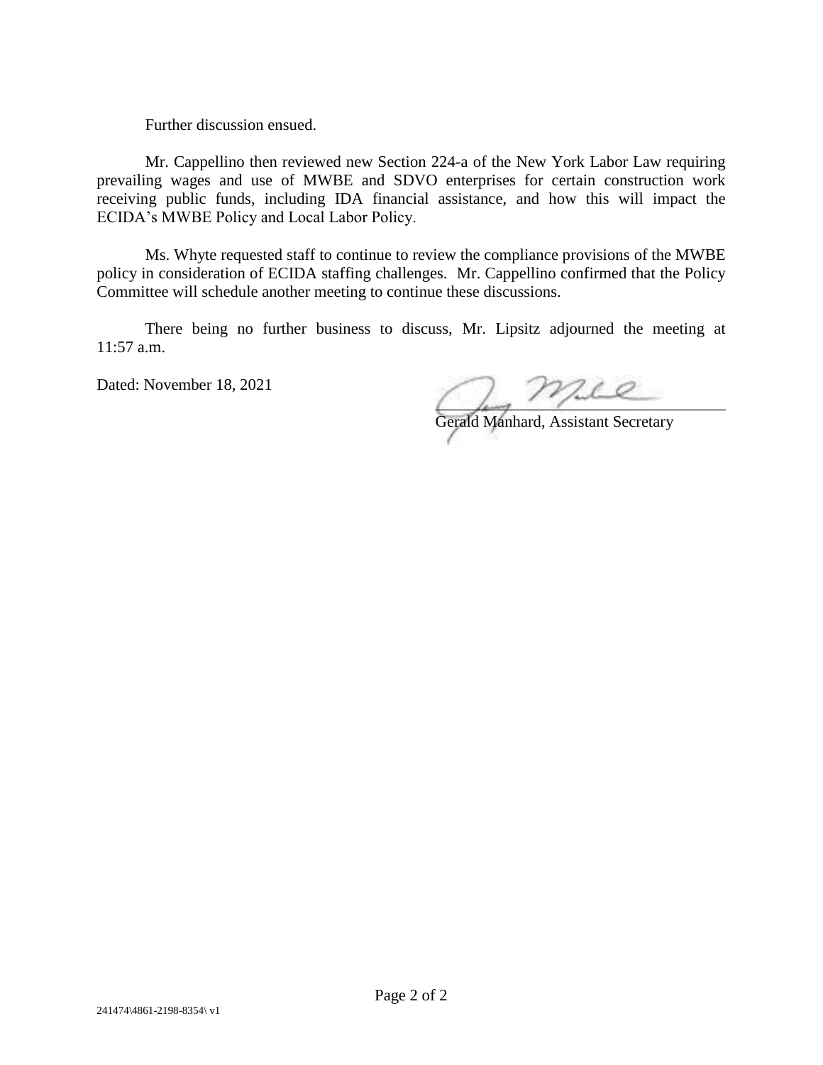Further discussion ensued.

Mr. Cappellino then reviewed new Section 224-a of the New York Labor Law requiring prevailing wages and use of MWBE and SDVO enterprises for certain construction work receiving public funds, including IDA financial assistance, and how this will impact the ECIDA's MWBE Policy and Local Labor Policy.

Ms. Whyte requested staff to continue to review the compliance provisions of the MWBE policy in consideration of ECIDA staffing challenges. Mr. Cappellino confirmed that the Policy Committee will schedule another meeting to continue these discussions.

There being no further business to discuss, Mr. Lipsitz adjourned the meeting at 11:57 a.m.

Dated: November 18, 2021

Gerald Manhard, Assistant Secretary

241474\4861-2198-8354\ v1